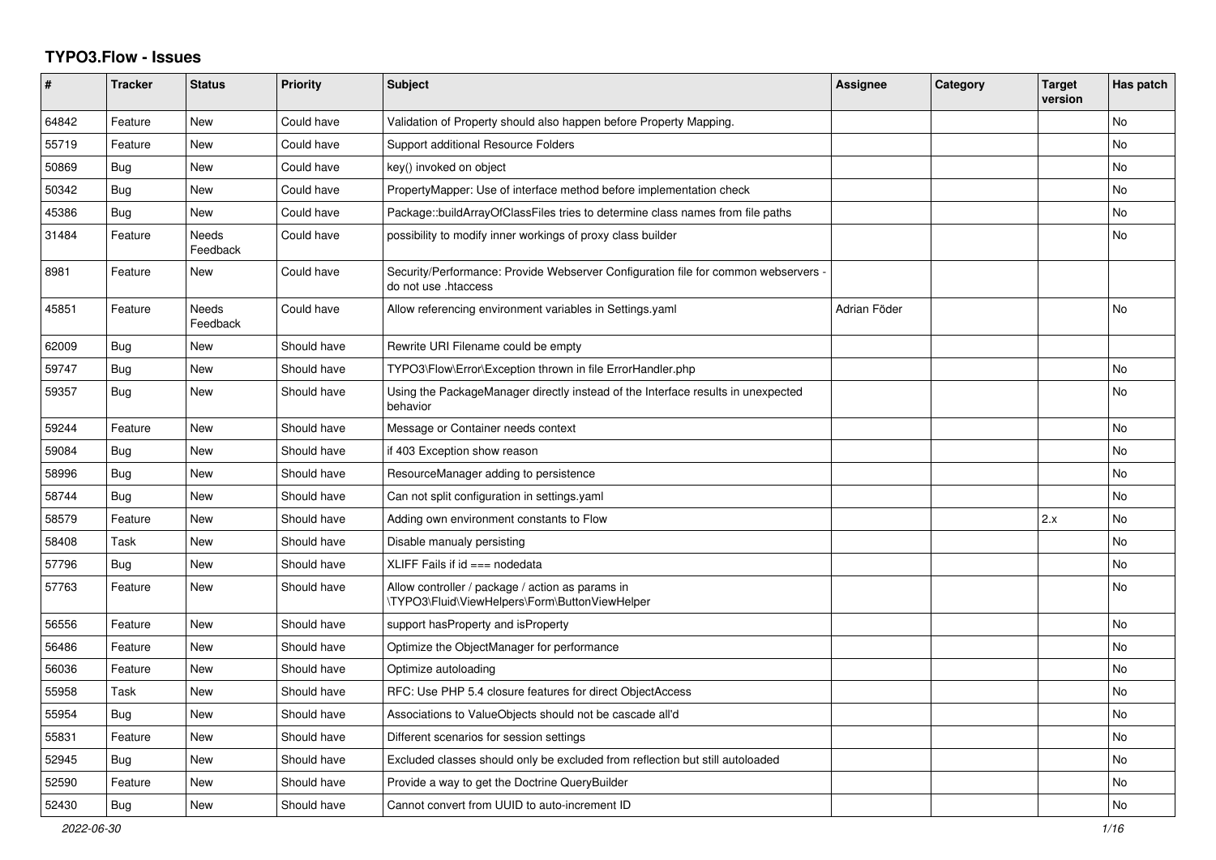# TYPO3.Flow - Issues

| # | Tracker | Status | Priority | Subject | Assignee | Category | Target version | Has patch |
|---|---|---|---|---|---|---|---|---|
| 64842 | Feature | New | Could have | Validation of Property should also happen before Property Mapping. | | | | No |
| 55719 | Feature | New | Could have | Support additional Resource Folders | | | | No |
| 50869 | Bug | New | Could have | key() invoked on object | | | | No |
| 50342 | Bug | New | Could have | PropertyMapper: Use of interface method before implementation check | | | | No |
| 45386 | Bug | New | Could have | Package::buildArrayOfClassFiles tries to determine class names from file paths | | | | No |
| 31484 | Feature | Needs Feedback | Could have | possibility to modify inner workings of proxy class builder | | | | No |
| 8981 | Feature | New | Could have | Security/Performance: Provide Webserver Configuration file for common webservers - do not use .htaccess | | | | |
| 45851 | Feature | Needs Feedback | Could have | Allow referencing environment variables in Settings.yaml | Adrian Föder | | | No |
| 62009 | Bug | New | Should have | Rewrite URI Filename could be empty | | | | |
| 59747 | Bug | New | Should have | TYPO3\Flow\Error\Exception thrown in file ErrorHandler.php | | | | No |
| 59357 | Bug | New | Should have | Using the PackageManager directly instead of the Interface results in unexpected behavior | | | | No |
| 59244 | Feature | New | Should have | Message or Container needs context | | | | No |
| 59084 | Bug | New | Should have | if 403 Exception show reason | | | | No |
| 58996 | Bug | New | Should have | ResourceManager adding to persistence | | | | No |
| 58744 | Bug | New | Should have | Can not split configuration in settings.yaml | | | | No |
| 58579 | Feature | New | Should have | Adding own environment constants to Flow | | | 2.x | No |
| 58408 | Task | New | Should have | Disable manualy persisting | | | | No |
| 57796 | Bug | New | Should have | XLIFF Fails if id === nodedata | | | | No |
| 57763 | Feature | New | Should have | Allow controller / package / action as params in \TYPO3\Fluid\ViewHelpers\Form\ButtonViewHelper | | | | No |
| 56556 | Feature | New | Should have | support hasProperty and isProperty | | | | No |
| 56486 | Feature | New | Should have | Optimize the ObjectManager for performance | | | | No |
| 56036 | Feature | New | Should have | Optimize autoloading | | | | No |
| 55958 | Task | New | Should have | RFC: Use PHP 5.4 closure features for direct ObjectAccess | | | | No |
| 55954 | Bug | New | Should have | Associations to ValueObjects should not be cascade all'd | | | | No |
| 55831 | Feature | New | Should have | Different scenarios for session settings | | | | No |
| 52945 | Bug | New | Should have | Excluded classes should only be excluded from reflection but still autoloaded | | | | No |
| 52590 | Feature | New | Should have | Provide a way to get the Doctrine QueryBuilder | | | | No |
| 52430 | Bug | New | Should have | Cannot convert from UUID to auto-increment ID | | | | No |

*2022-06-30*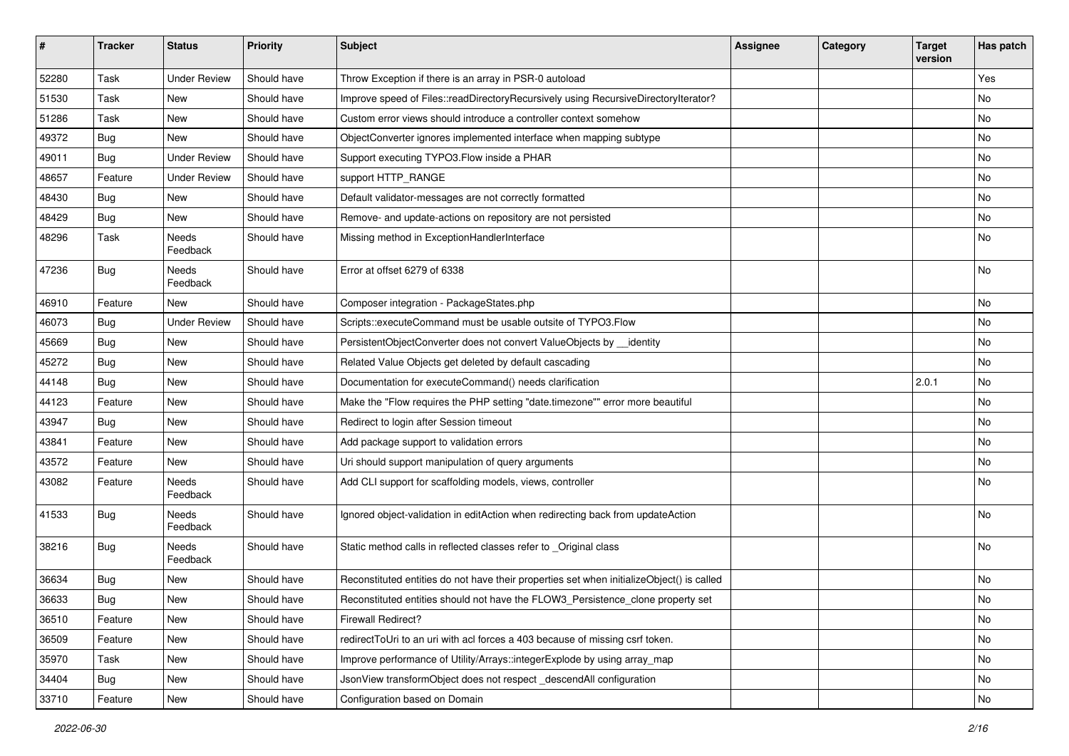| # | Tracker | Status | Priority | Subject | Assignee | Category | Target version | Has patch |
|---|---|---|---|---|---|---|---|---|
| 52280 | Task | Under Review | Should have | Throw Exception if there is an array in PSR-0 autoload | | | | Yes |
| 51530 | Task | New | Should have | Improve speed of Files::readDirectoryRecursively using RecursiveDirectoryIterator? | | | | No |
| 51286 | Task | New | Should have | Custom error views should introduce a controller context somehow | | | | No |
| 49372 | Bug | New | Should have | ObjectConverter ignores implemented interface when mapping subtype | | | | No |
| 49011 | Bug | Under Review | Should have | Support executing TYPO3.Flow inside a PHAR | | | | No |
| 48657 | Feature | Under Review | Should have | support HTTP_RANGE | | | | No |
| 48430 | Bug | New | Should have | Default validator-messages are not correctly formatted | | | | No |
| 48429 | Bug | New | Should have | Remove- and update-actions on repository are not persisted | | | | No |
| 48296 | Task | Needs Feedback | Should have | Missing method in ExceptionHandlerInterface | | | | No |
| 47236 | Bug | Needs Feedback | Should have | Error at offset 6279 of 6338 | | | | No |
| 46910 | Feature | New | Should have | Composer integration - PackageStates.php | | | | No |
| 46073 | Bug | Under Review | Should have | Scripts::executeCommand must be usable outsite of TYPO3.Flow | | | | No |
| 45669 | Bug | New | Should have | PersistentObjectConverter does not convert ValueObjects by __identity | | | | No |
| 45272 | Bug | New | Should have | Related Value Objects get deleted by default cascading | | | | No |
| 44148 | Bug | New | Should have | Documentation for executeCommand() needs clarification | | | 2.0.1 | No |
| 44123 | Feature | New | Should have | Make the "Flow requires the PHP setting "date.timezone"" error more beautiful | | | | No |
| 43947 | Bug | New | Should have | Redirect to login after Session timeout | | | | No |
| 43841 | Feature | New | Should have | Add package support to validation errors | | | | No |
| 43572 | Feature | New | Should have | Uri should support manipulation of query arguments | | | | No |
| 43082 | Feature | Needs Feedback | Should have | Add CLI support for scaffolding models, views, controller | | | | No |
| 41533 | Bug | Needs Feedback | Should have | Ignored object-validation in editAction when redirecting back from updateAction | | | | No |
| 38216 | Bug | Needs Feedback | Should have | Static method calls in reflected classes refer to _Original class | | | | No |
| 36634 | Bug | New | Should have | Reconstituted entities do not have their properties set when initializeObject() is called | | | | No |
| 36633 | Bug | New | Should have | Reconstituted entities should not have the FLOW3_Persistence_clone property set | | | | No |
| 36510 | Feature | New | Should have | Firewall Redirect? | | | | No |
| 36509 | Feature | New | Should have | redirectToUri to an uri with acl forces a 403 because of missing csrf token. | | | | No |
| 35970 | Task | New | Should have | Improve performance of Utility/Arrays::integerExplode by using array_map | | | | No |
| 34404 | Bug | New | Should have | JsonView transformObject does not respect _descendAll configuration | | | | No |
| 33710 | Feature | New | Should have | Configuration based on Domain | | | | No |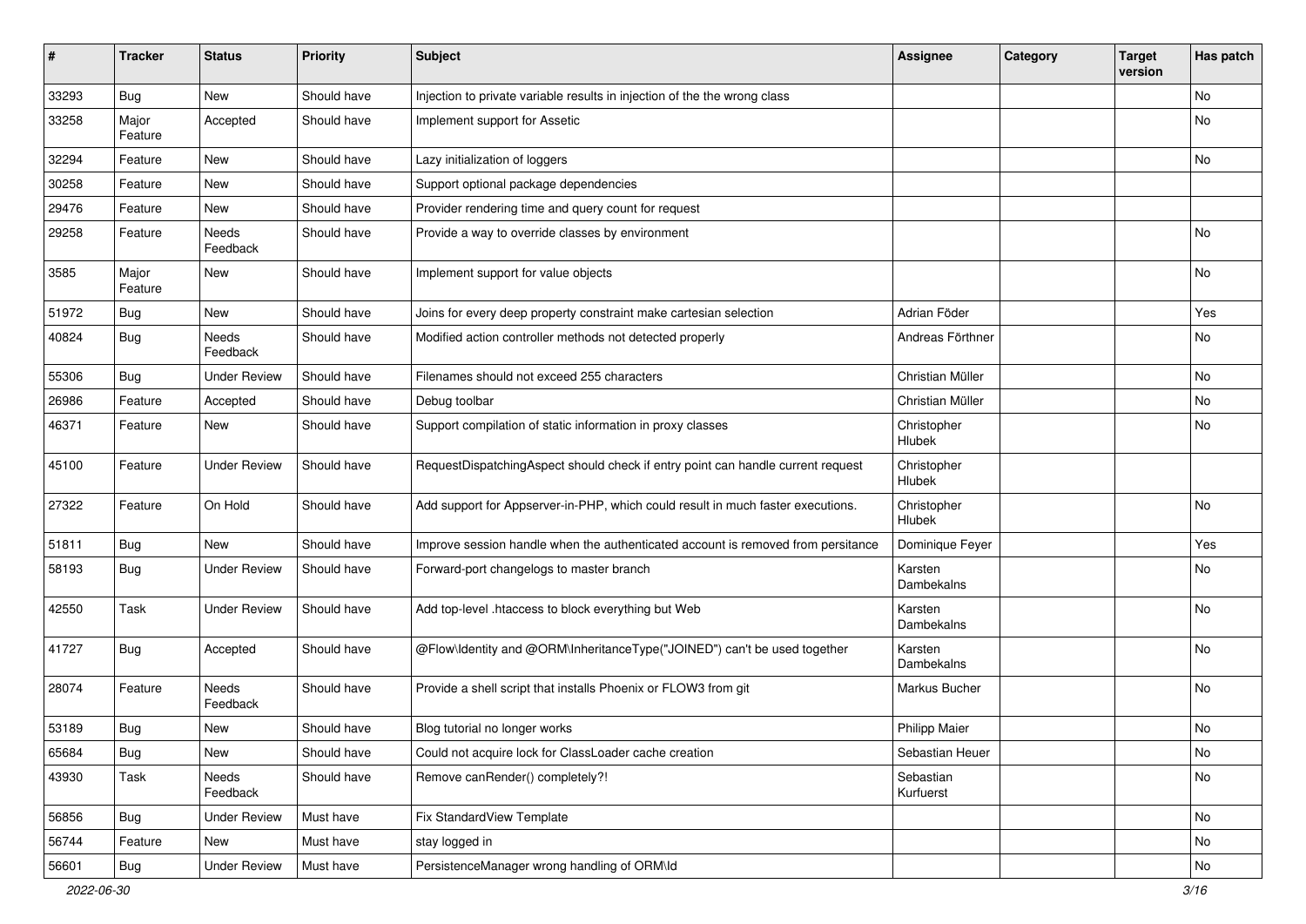| # | Tracker | Status | Priority | Subject | Assignee | Category | Target version | Has patch |
|---|---|---|---|---|---|---|---|---|
| 33293 | Bug | New | Should have | Injection to private variable results in injection of the the wrong class | | | | No |
| 33258 | Major Feature | Accepted | Should have | Implement support for Assetic | | | | No |
| 32294 | Feature | New | Should have | Lazy initialization of loggers | | | | No |
| 30258 | Feature | New | Should have | Support optional package dependencies | | | | |
| 29476 | Feature | New | Should have | Provider rendering time and query count for request | | | | |
| 29258 | Feature | Needs Feedback | Should have | Provide a way to override classes by environment | | | | No |
| 3585 | Major Feature | New | Should have | Implement support for value objects | | | | No |
| 51972 | Bug | New | Should have | Joins for every deep property constraint make cartesian selection | Adrian Föder | | | Yes |
| 40824 | Bug | Needs Feedback | Should have | Modified action controller methods not detected properly | Andreas Förthner | | | No |
| 55306 | Bug | Under Review | Should have | Filenames should not exceed 255 characters | Christian Müller | | | No |
| 26986 | Feature | Accepted | Should have | Debug toolbar | Christian Müller | | | No |
| 46371 | Feature | New | Should have | Support compilation of static information in proxy classes | Christopher Hlubek | | | No |
| 45100 | Feature | Under Review | Should have | RequestDispatchingAspect should check if entry point can handle current request | Christopher Hlubek | | | |
| 27322 | Feature | On Hold | Should have | Add support for Appserver-in-PHP, which could result in much faster executions. | Christopher Hlubek | | | No |
| 51811 | Bug | New | Should have | Improve session handle when the authenticated account is removed from persitance | Dominique Feyer | | | Yes |
| 58193 | Bug | Under Review | Should have | Forward-port changelogs to master branch | Karsten Dambekalns | | | No |
| 42550 | Task | Under Review | Should have | Add top-level .htaccess to block everything but Web | Karsten Dambekalns | | | No |
| 41727 | Bug | Accepted | Should have | @Flow\Identity and @ORM\InheritanceType("JOINED") can't be used together | Karsten Dambekalns | | | No |
| 28074 | Feature | Needs Feedback | Should have | Provide a shell script that installs Phoenix or FLOW3 from git | Markus Bucher | | | No |
| 53189 | Bug | New | Should have | Blog tutorial no longer works | Philipp Maier | | | No |
| 65684 | Bug | New | Should have | Could not acquire lock for ClassLoader cache creation | Sebastian Heuer | | | No |
| 43930 | Task | Needs Feedback | Should have | Remove canRender() completely?! | Sebastian Kurfuerst | | | No |
| 56856 | Bug | Under Review | Must have | Fix StandardView Template | | | | No |
| 56744 | Feature | New | Must have | stay logged in | | | | No |
| 56601 | Bug | Under Review | Must have | PersistenceManager wrong handling of ORM\Id | | | | No |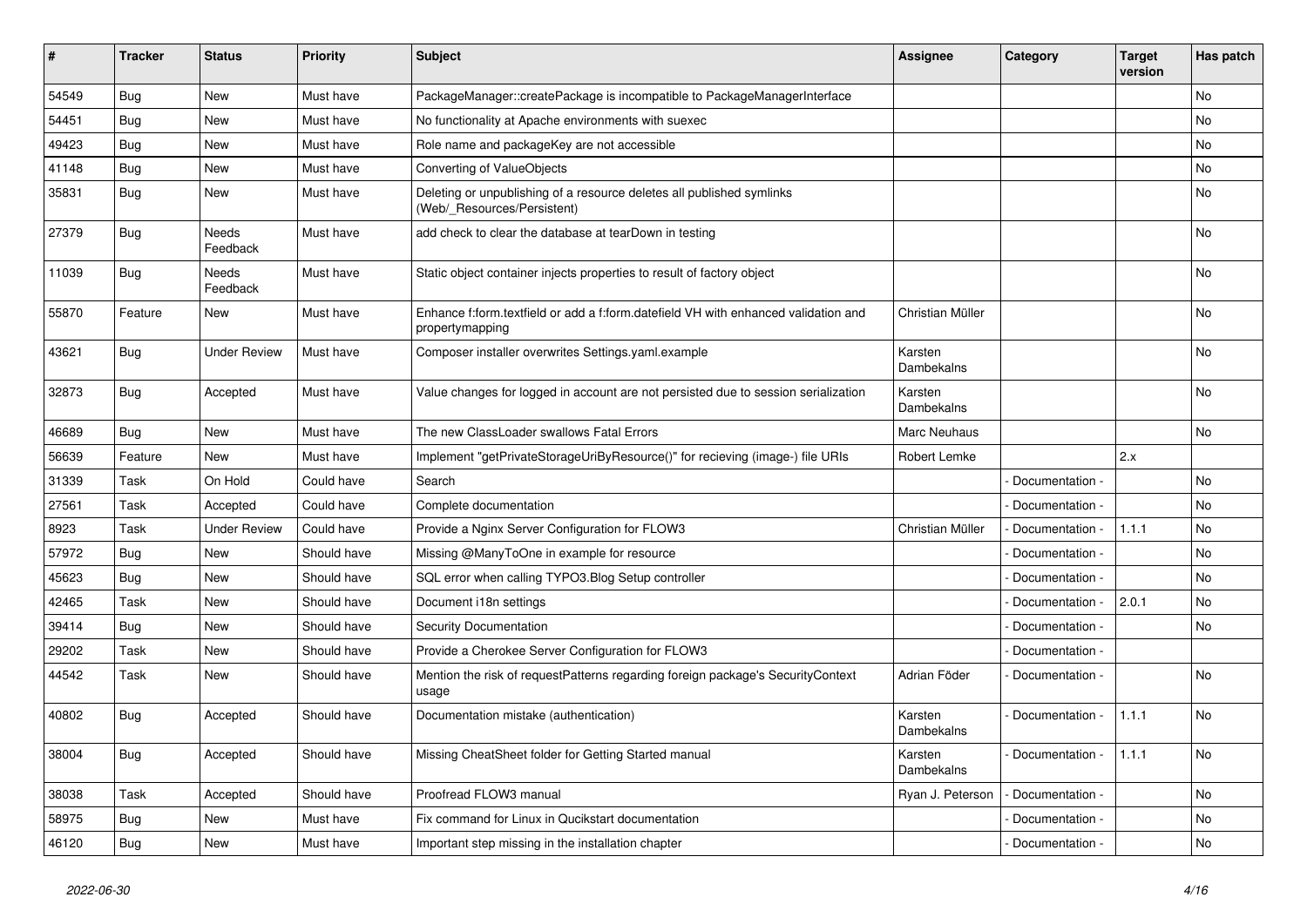| # | Tracker | Status | Priority | Subject | Assignee | Category | Target version | Has patch |
| --- | --- | --- | --- | --- | --- | --- | --- | --- |
| 54549 | Bug | New | Must have | PackageManager::createPackage is incompatible to PackageManagerInterface | | | | No |
| 54451 | Bug | New | Must have | No functionality at Apache environments with suexec | | | | No |
| 49423 | Bug | New | Must have | Role name and packageKey are not accessible | | | | No |
| 41148 | Bug | New | Must have | Converting of ValueObjects | | | | No |
| 35831 | Bug | New | Must have | Deleting or unpublishing of a resource deletes all published symlinks (Web/_Resources/Persistent) | | | | No |
| 27379 | Bug | Needs Feedback | Must have | add check to clear the database at tearDown in testing | | | | No |
| 11039 | Bug | Needs Feedback | Must have | Static object container injects properties to result of factory object | | | | No |
| 55870 | Feature | New | Must have | Enhance f:form.textfield or add a f:form.datefield VH with enhanced validation and propertymapping | Christian Müller | | | No |
| 43621 | Bug | Under Review | Must have | Composer installer overwrites Settings.yaml.example | Karsten Dambekalns | | | No |
| 32873 | Bug | Accepted | Must have | Value changes for logged in account are not persisted due to session serialization | Karsten Dambekalns | | | No |
| 46689 | Bug | New | Must have | The new ClassLoader swallows Fatal Errors | Marc Neuhaus | | | No |
| 56639 | Feature | New | Must have | Implement "getPrivateStorageUriByResource()" for recieving (image-) file URIs | Robert Lemke | | 2.x | |
| 31339 | Task | On Hold | Could have | Search | | - Documentation - | | No |
| 27561 | Task | Accepted | Could have | Complete documentation | | - Documentation - | | No |
| 8923 | Task | Under Review | Could have | Provide a Nginx Server Configuration for FLOW3 | Christian Müller | - Documentation - | 1.1.1 | No |
| 57972 | Bug | New | Should have | Missing @ManyToOne in example for resource | | - Documentation - | | No |
| 45623 | Bug | New | Should have | SQL error when calling TYPO3.Blog Setup controller | | - Documentation - | | No |
| 42465 | Task | New | Should have | Document i18n settings | | - Documentation - | 2.0.1 | No |
| 39414 | Bug | New | Should have | Security Documentation | | - Documentation - | | No |
| 29202 | Task | New | Should have | Provide a Cherokee Server Configuration for FLOW3 | | - Documentation - | | |
| 44542 | Task | New | Should have | Mention the risk of requestPatterns regarding foreign package's SecurityContext usage | Adrian Föder | - Documentation - | | No |
| 40802 | Bug | Accepted | Should have | Documentation mistake (authentication) | Karsten Dambekalns | - Documentation - | 1.1.1 | No |
| 38004 | Bug | Accepted | Should have | Missing CheatSheet folder for Getting Started manual | Karsten Dambekalns | - Documentation - | 1.1.1 | No |
| 38038 | Task | Accepted | Should have | Proofread FLOW3 manual | Ryan J. Peterson | - Documentation - | | No |
| 58975 | Bug | New | Must have | Fix command for Linux in Qucikstart documentation | | - Documentation - | | No |
| 46120 | Bug | New | Must have | Important step missing in the installation chapter | | - Documentation - | | No |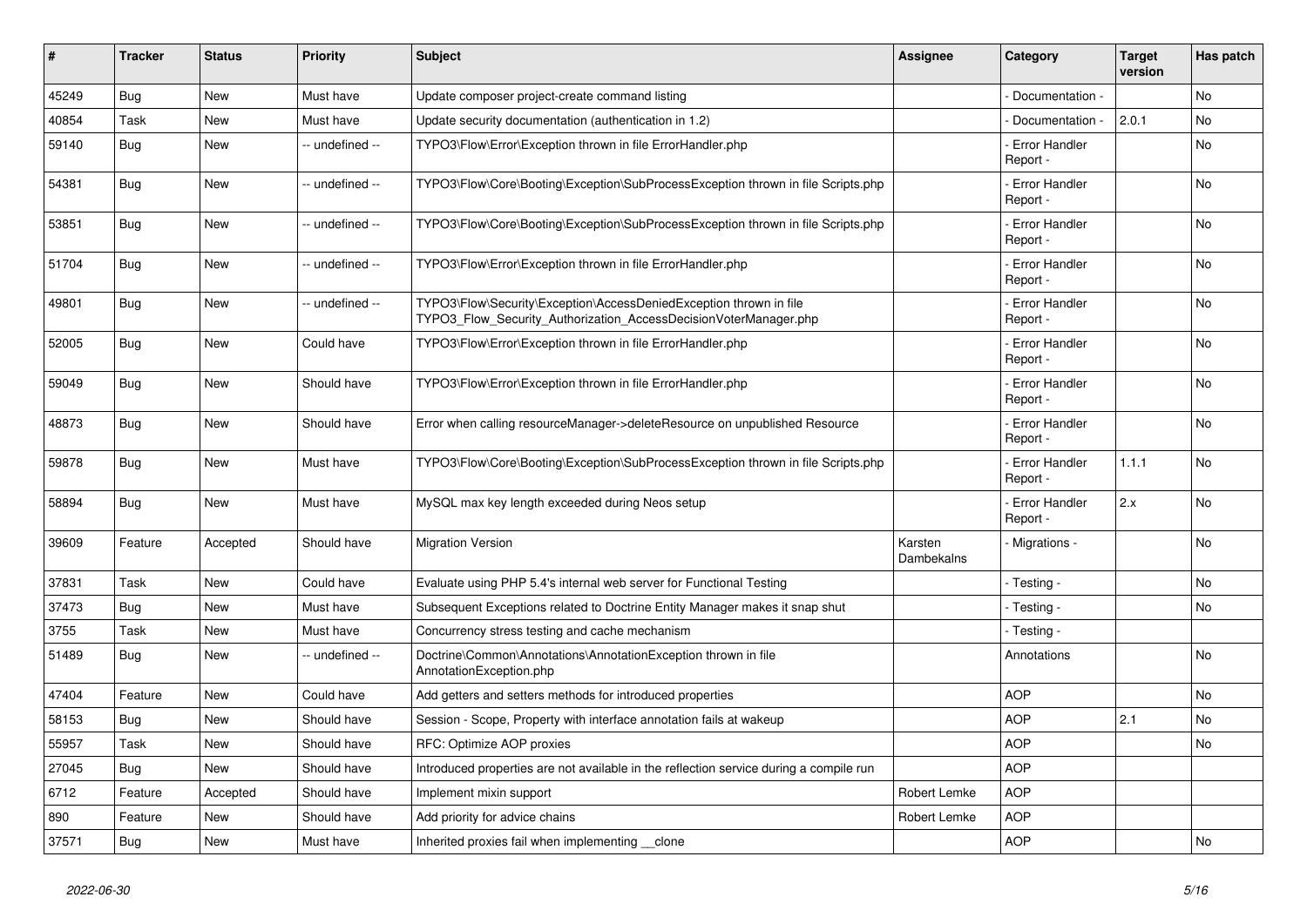| # | Tracker | Status | Priority | Subject | Assignee | Category | Target version | Has patch |
|---|---|---|---|---|---|---|---|---|
| 45249 | Bug | New | Must have | Update composer project-create command listing | | - Documentation - | | No |
| 40854 | Task | New | Must have | Update security documentation (authentication in 1.2) | | - Documentation - | 2.0.1 | No |
| 59140 | Bug | New | -- undefined -- | TYPO3\Flow\Error\Exception thrown in file ErrorHandler.php | | - Error Handler Report - | | No |
| 54381 | Bug | New | -- undefined -- | TYPO3\Flow\Core\Booting\Exception\SubProcessException thrown in file Scripts.php | | - Error Handler Report - | | No |
| 53851 | Bug | New | -- undefined -- | TYPO3\Flow\Core\Booting\Exception\SubProcessException thrown in file Scripts.php | | - Error Handler Report - | | No |
| 51704 | Bug | New | -- undefined -- | TYPO3\Flow\Error\Exception thrown in file ErrorHandler.php | | - Error Handler Report - | | No |
| 49801 | Bug | New | -- undefined -- | TYPO3\Flow\Security\Exception\AccessDeniedException thrown in file TYPO3_Flow_Security_Authorization_AccessDecisionVoterManager.php | | - Error Handler Report - | | No |
| 52005 | Bug | New | Could have | TYPO3\Flow\Error\Exception thrown in file ErrorHandler.php | | - Error Handler Report - | | No |
| 59049 | Bug | New | Should have | TYPO3\Flow\Error\Exception thrown in file ErrorHandler.php | | - Error Handler Report - | | No |
| 48873 | Bug | New | Should have | Error when calling resourceManager->deleteResource on unpublished Resource | | - Error Handler Report - | | No |
| 59878 | Bug | New | Must have | TYPO3\Flow\Core\Booting\Exception\SubProcessException thrown in file Scripts.php | | - Error Handler Report - | 1.1.1 | No |
| 58894 | Bug | New | Must have | MySQL max key length exceeded during Neos setup | | - Error Handler Report - | 2.x | No |
| 39609 | Feature | Accepted | Should have | Migration Version | Karsten Dambekalns | - Migrations - | | No |
| 37831 | Task | New | Could have | Evaluate using PHP 5.4's internal web server for Functional Testing | | - Testing - | | No |
| 37473 | Bug | New | Must have | Subsequent Exceptions related to Doctrine Entity Manager makes it snap shut | | - Testing - | | No |
| 3755 | Task | New | Must have | Concurrency stress testing and cache mechanism | | - Testing - | | |
| 51489 | Bug | New | -- undefined -- | Doctrine\Common\Annotations\AnnotationException thrown in file AnnotationException.php | | Annotations | | No |
| 47404 | Feature | New | Could have | Add getters and setters methods for introduced properties | | AOP | | No |
| 58153 | Bug | New | Should have | Session - Scope, Property with interface annotation fails at wakeup | | AOP | 2.1 | No |
| 55957 | Task | New | Should have | RFC: Optimize AOP proxies | | AOP | | No |
| 27045 | Bug | New | Should have | Introduced properties are not available in the reflection service during a compile run | | AOP | | |
| 6712 | Feature | Accepted | Should have | Implement mixin support | Robert Lemke | AOP | | |
| 890 | Feature | New | Should have | Add priority for advice chains | Robert Lemke | AOP | | |
| 37571 | Bug | New | Must have | Inherited proxies fail when implementing __clone | | AOP | | No |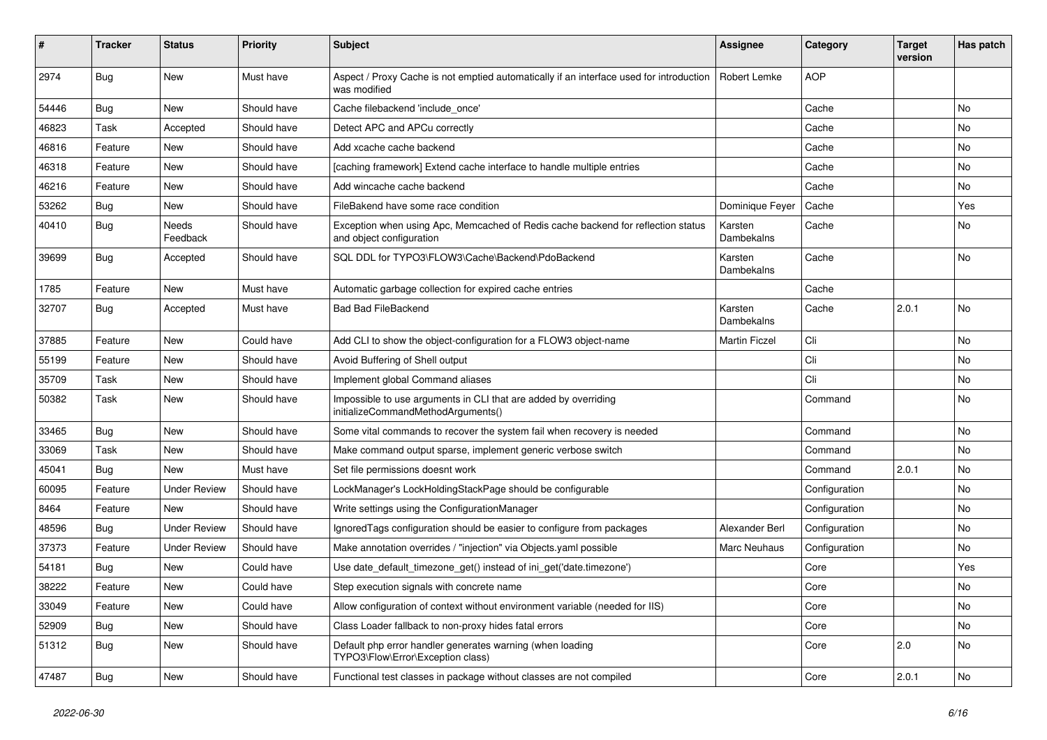| # | Tracker | Status | Priority | Subject | Assignee | Category | Target version | Has patch |
|---|---|---|---|---|---|---|---|---|
| 2974 | Bug | New | Must have | Aspect / Proxy Cache is not emptied automatically if an interface used for introduction was modified | Robert Lemke | AOP | | |
| 54446 | Bug | New | Should have | Cache filebackend 'include_once' | | Cache | | No |
| 46823 | Task | Accepted | Should have | Detect APC and APCu correctly | | Cache | | No |
| 46816 | Feature | New | Should have | Add xcache cache backend | | Cache | | No |
| 46318 | Feature | New | Should have | [caching framework] Extend cache interface to handle multiple entries | | Cache | | No |
| 46216 | Feature | New | Should have | Add wincache cache backend | | Cache | | No |
| 53262 | Bug | New | Should have | FileBakend have some race condition | Dominique Feyer | Cache | | Yes |
| 40410 | Bug | Needs Feedback | Should have | Exception when using Apc, Memcached of Redis cache backend for reflection status and object configuration | Karsten Dambekalns | Cache | | No |
| 39699 | Bug | Accepted | Should have | SQL DDL for TYPO3\FLOW3\Cache\Backend\PdoBackend | Karsten Dambekalns | Cache | | No |
| 1785 | Feature | New | Must have | Automatic garbage collection for expired cache entries | | Cache | | |
| 32707 | Bug | Accepted | Must have | Bad Bad FileBackend | Karsten Dambekalns | Cache | 2.0.1 | No |
| 37885 | Feature | New | Could have | Add CLI to show the object-configuration for a FLOW3 object-name | Martin Ficzel | Cli | | No |
| 55199 | Feature | New | Should have | Avoid Buffering of Shell output | | Cli | | No |
| 35709 | Task | New | Should have | Implement global Command aliases | | Cli | | No |
| 50382 | Task | New | Should have | Impossible to use arguments in CLI that are added by overriding initializeCommandMethodArguments() | | Command | | No |
| 33465 | Bug | New | Should have | Some vital commands to recover the system fail when recovery is needed | | Command | | No |
| 33069 | Task | New | Should have | Make command output sparse, implement generic verbose switch | | Command | | No |
| 45041 | Bug | New | Must have | Set file permissions doesnt work | | Command | 2.0.1 | No |
| 60095 | Feature | Under Review | Should have | LockManager's LockHoldingStackPage should be configurable | | Configuration | | No |
| 8464 | Feature | New | Should have | Write settings using the ConfigurationManager | | Configuration | | No |
| 48596 | Bug | Under Review | Should have | IgnoredTags configuration should be easier to configure from packages | Alexander Berl | Configuration | | No |
| 37373 | Feature | Under Review | Should have | Make annotation overrides / "injection" via Objects.yaml possible | Marc Neuhaus | Configuration | | No |
| 54181 | Bug | New | Could have | Use date_default_timezone_get() instead of ini_get('date.timezone') | | Core | | Yes |
| 38222 | Feature | New | Could have | Step execution signals with concrete name | | Core | | No |
| 33049 | Feature | New | Could have | Allow configuration of context without environment variable (needed for IIS) | | Core | | No |
| 52909 | Bug | New | Should have | Class Loader fallback to non-proxy hides fatal errors | | Core | | No |
| 51312 | Bug | New | Should have | Default php error handler generates warning (when loading TYPO3\Flow\Error\Exception class) | | Core | 2.0 | No |
| 47487 | Bug | New | Should have | Functional test classes in package without classes are not compiled | | Core | 2.0.1 | No |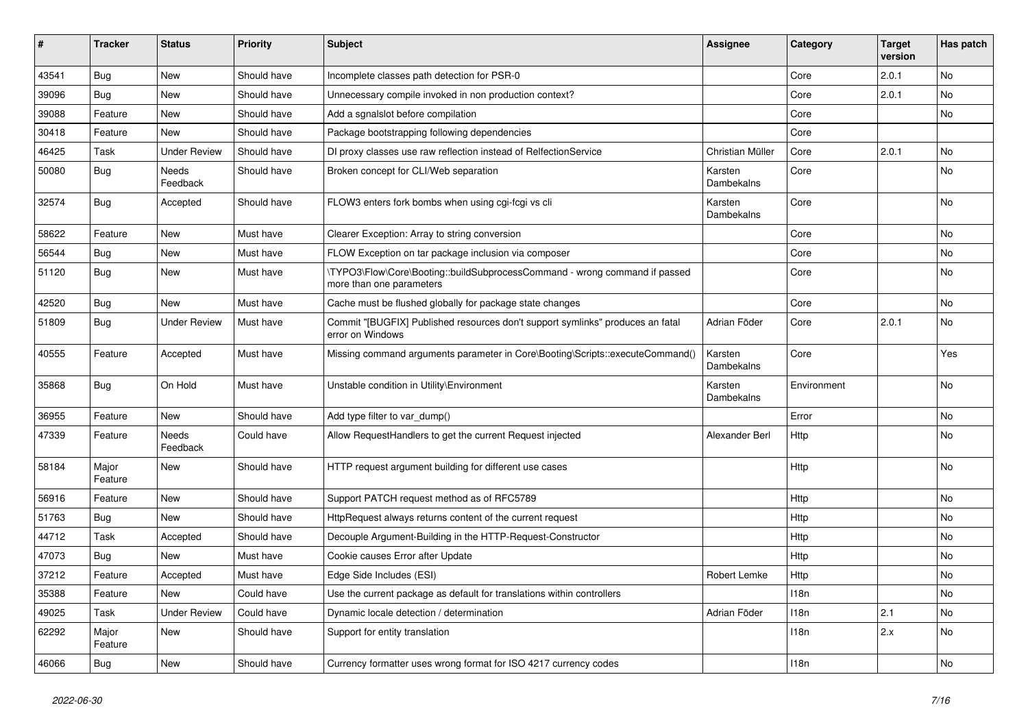| # | Tracker | Status | Priority | Subject | Assignee | Category | Target version | Has patch |
|---|---|---|---|---|---|---|---|---|
| 43541 | Bug | New | Should have | Incomplete classes path detection for PSR-0 | | Core | 2.0.1 | No |
| 39096 | Bug | New | Should have | Unnecessary compile invoked in non production context? | | Core | 2.0.1 | No |
| 39088 | Feature | New | Should have | Add a sgnalslot before compilation | | Core | | No |
| 30418 | Feature | New | Should have | Package bootstrapping following dependencies | | Core | | |
| 46425 | Task | Under Review | Should have | DI proxy classes use raw reflection instead of RelfectionService | Christian Müller | Core | 2.0.1 | No |
| 50080 | Bug | Needs Feedback | Should have | Broken concept for CLI/Web separation | Karsten Dambekalns | Core | | No |
| 32574 | Bug | Accepted | Should have | FLOW3 enters fork bombs when using cgi-fcgi vs cli | Karsten Dambekalns | Core | | No |
| 58622 | Feature | New | Must have | Clearer Exception: Array to string conversion | | Core | | No |
| 56544 | Bug | New | Must have | FLOW Exception on tar package inclusion via composer | | Core | | No |
| 51120 | Bug | New | Must have | \TYPO3\Flow\Core\Booting::buildSubprocessCommand - wrong command if passed more than one parameters | | Core | | No |
| 42520 | Bug | New | Must have | Cache must be flushed globally for package state changes | | Core | | No |
| 51809 | Bug | Under Review | Must have | Commit "[BUGFIX] Published resources don't support symlinks" produces an fatal error on Windows | Adrian Föder | Core | 2.0.1 | No |
| 40555 | Feature | Accepted | Must have | Missing command arguments parameter in Core\Booting\Scripts::executeCommand() | Karsten Dambekalns | Core | | Yes |
| 35868 | Bug | On Hold | Must have | Unstable condition in Utility\Environment | Karsten Dambekalns | Environment | | No |
| 36955 | Feature | New | Should have | Add type filter to var_dump() | | Error | | No |
| 47339 | Feature | Needs Feedback | Could have | Allow RequestHandlers to get the current Request injected | Alexander Berl | Http | | No |
| 58184 | Major Feature | New | Should have | HTTP request argument building for different use cases | | Http | | No |
| 56916 | Feature | New | Should have | Support PATCH request method as of RFC5789 | | Http | | No |
| 51763 | Bug | New | Should have | HttpRequest always returns content of the current request | | Http | | No |
| 44712 | Task | Accepted | Should have | Decouple Argument-Building in the HTTP-Request-Constructor | | Http | | No |
| 47073 | Bug | New | Must have | Cookie causes Error after Update | | Http | | No |
| 37212 | Feature | Accepted | Must have | Edge Side Includes (ESI) | Robert Lemke | Http | | No |
| 35388 | Feature | New | Could have | Use the current package as default for translations within controllers | | I18n | | No |
| 49025 | Task | Under Review | Could have | Dynamic locale detection / determination | Adrian Föder | I18n | 2.1 | No |
| 62292 | Major Feature | New | Should have | Support for entity translation | | I18n | 2.x | No |
| 46066 | Bug | New | Should have | Currency formatter uses wrong format for ISO 4217 currency codes | | I18n | | No |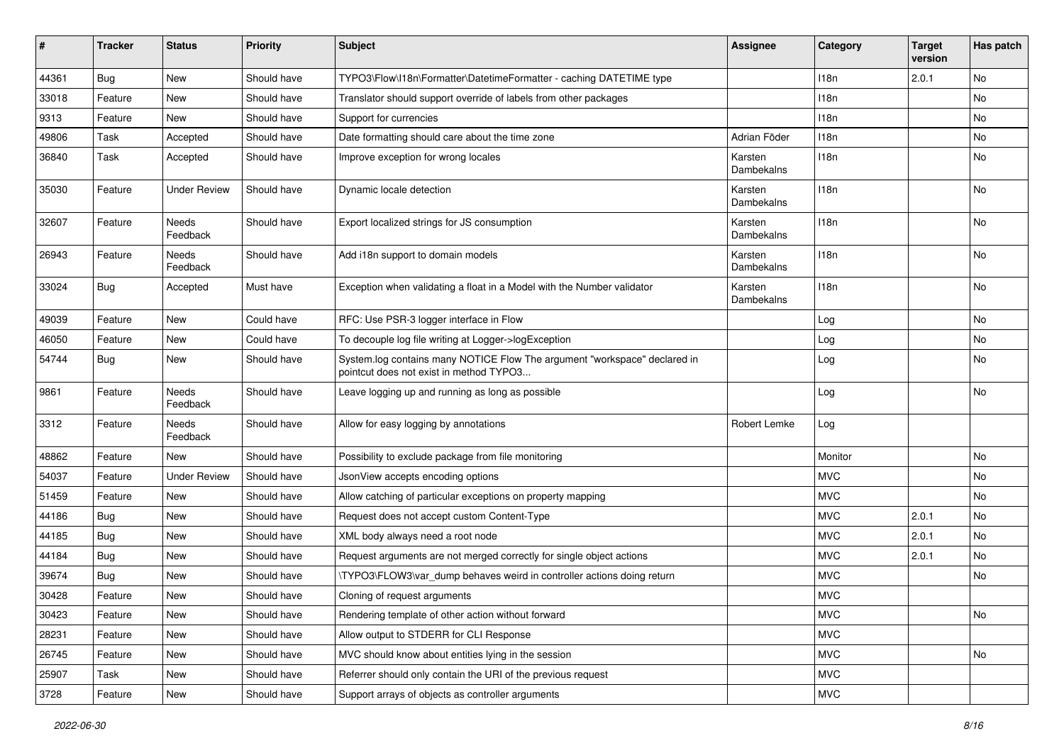| # | Tracker | Status | Priority | Subject | Assignee | Category | Target version | Has patch |
|---|---|---|---|---|---|---|---|---|
| 44361 | Bug | New | Should have | TYPO3\Flow\I18n\Formatter\DatetimeFormatter - caching DATETIME type | | I18n | 2.0.1 | No |
| 33018 | Feature | New | Should have | Translator should support override of labels from other packages | | I18n | | No |
| 9313 | Feature | New | Should have | Support for currencies | | I18n | | No |
| 49806 | Task | Accepted | Should have | Date formatting should care about the time zone | Adrian Föder | I18n | | No |
| 36840 | Task | Accepted | Should have | Improve exception for wrong locales | Karsten Dambekalns | I18n | | No |
| 35030 | Feature | Under Review | Should have | Dynamic locale detection | Karsten Dambekalns | I18n | | No |
| 32607 | Feature | Needs Feedback | Should have | Export localized strings for JS consumption | Karsten Dambekalns | I18n | | No |
| 26943 | Feature | Needs Feedback | Should have | Add i18n support to domain models | Karsten Dambekalns | I18n | | No |
| 33024 | Bug | Accepted | Must have | Exception when validating a float in a Model with the Number validator | Karsten Dambekalns | I18n | | No |
| 49039 | Feature | New | Could have | RFC: Use PSR-3 logger interface in Flow | | Log | | No |
| 46050 | Feature | New | Could have | To decouple log file writing at Logger->logException | | Log | | No |
| 54744 | Bug | New | Should have | System.log contains many NOTICE Flow The argument "workspace" declared in pointcut does not exist in method TYPO3... | | Log | | No |
| 9861 | Feature | Needs Feedback | Should have | Leave logging up and running as long as possible | | Log | | No |
| 3312 | Feature | Needs Feedback | Should have | Allow for easy logging by annotations | Robert Lemke | Log | | |
| 48862 | Feature | New | Should have | Possibility to exclude package from file monitoring | | Monitor | | No |
| 54037 | Feature | Under Review | Should have | JsonView accepts encoding options | | MVC | | No |
| 51459 | Feature | New | Should have | Allow catching of particular exceptions on property mapping | | MVC | | No |
| 44186 | Bug | New | Should have | Request does not accept custom Content-Type | | MVC | 2.0.1 | No |
| 44185 | Bug | New | Should have | XML body always need a root node | | MVC | 2.0.1 | No |
| 44184 | Bug | New | Should have | Request arguments are not merged correctly for single object actions | | MVC | 2.0.1 | No |
| 39674 | Bug | New | Should have | \TYPO3\FLOW3\var_dump behaves weird in controller actions doing return | | MVC | | No |
| 30428 | Feature | New | Should have | Cloning of request arguments | | MVC | | |
| 30423 | Feature | New | Should have | Rendering template of other action without forward | | MVC | | No |
| 28231 | Feature | New | Should have | Allow output to STDERR for CLI Response | | MVC | | |
| 26745 | Feature | New | Should have | MVC should know about entities lying in the session | | MVC | | No |
| 25907 | Task | New | Should have | Referrer should only contain the URI of the previous request | | MVC | | |
| 3728 | Feature | New | Should have | Support arrays of objects as controller arguments | | MVC | | |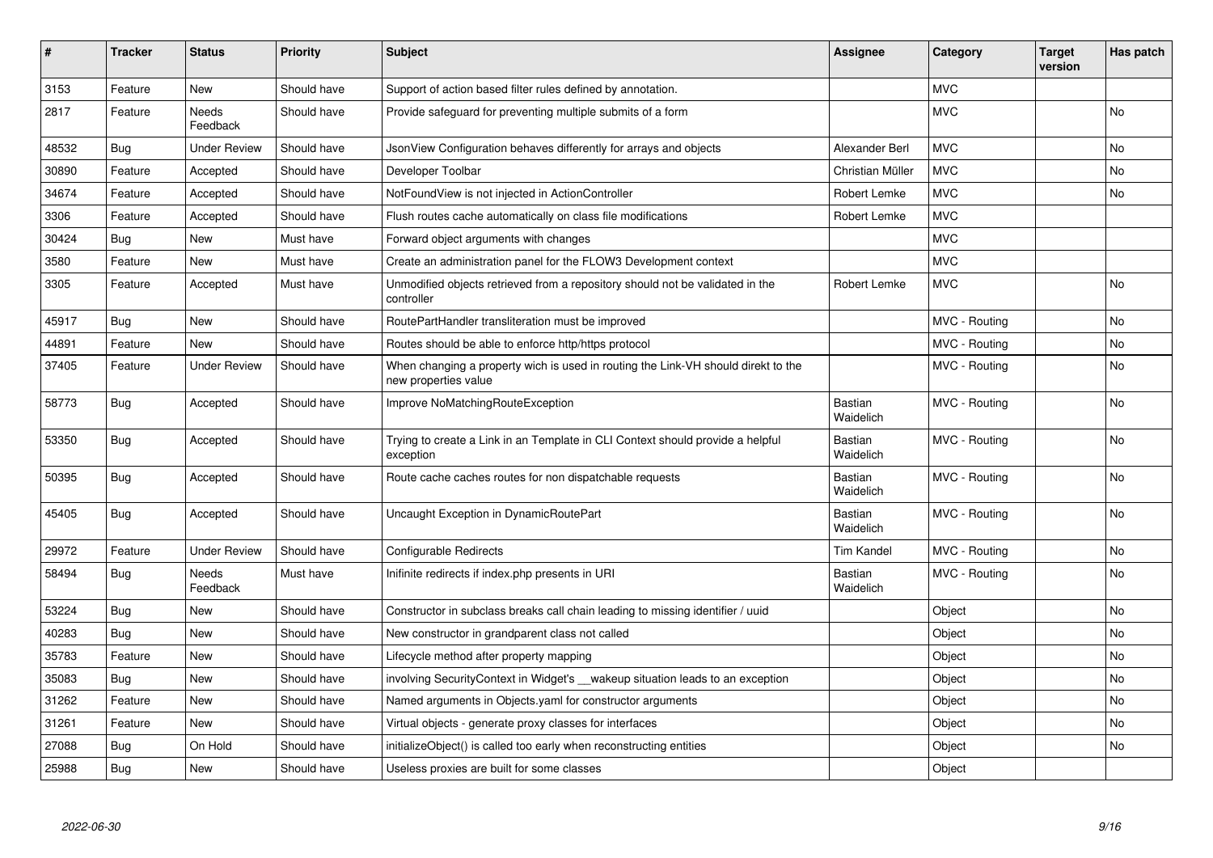| # | Tracker | Status | Priority | Subject | Assignee | Category | Target version | Has patch |
|---|---|---|---|---|---|---|---|---|
| 3153 | Feature | New | Should have | Support of action based filter rules defined by annotation. | | MVC | | |
| 2817 | Feature | Needs Feedback | Should have | Provide safeguard for preventing multiple submits of a form | | MVC | | No |
| 48532 | Bug | Under Review | Should have | JsonView Configuration behaves differently for arrays and objects | Alexander Berl | MVC | | No |
| 30890 | Feature | Accepted | Should have | Developer Toolbar | Christian Müller | MVC | | No |
| 34674 | Feature | Accepted | Should have | NotFoundView is not injected in ActionController | Robert Lemke | MVC | | No |
| 3306 | Feature | Accepted | Should have | Flush routes cache automatically on class file modifications | Robert Lemke | MVC | | |
| 30424 | Bug | New | Must have | Forward object arguments with changes | | MVC | | |
| 3580 | Feature | New | Must have | Create an administration panel for the FLOW3 Development context | | MVC | | |
| 3305 | Feature | Accepted | Must have | Unmodified objects retrieved from a repository should not be validated in the controller | Robert Lemke | MVC | | No |
| 45917 | Bug | New | Should have | RoutePartHandler transliteration must be improved | | MVC - Routing | | No |
| 44891 | Feature | New | Should have | Routes should be able to enforce http/https protocol | | MVC - Routing | | No |
| 37405 | Feature | Under Review | Should have | When changing a property wich is used in routing the Link-VH should direkt to the new properties value | | MVC - Routing | | No |
| 58773 | Bug | Accepted | Should have | Improve NoMatchingRouteException | Bastian Waidelich | MVC - Routing | | No |
| 53350 | Bug | Accepted | Should have | Trying to create a Link in an Template in CLI Context should provide a helpful exception | Bastian Waidelich | MVC - Routing | | No |
| 50395 | Bug | Accepted | Should have | Route cache caches routes for non dispatchable requests | Bastian Waidelich | MVC - Routing | | No |
| 45405 | Bug | Accepted | Should have | Uncaught Exception in DynamicRoutePart | Bastian Waidelich | MVC - Routing | | No |
| 29972 | Feature | Under Review | Should have | Configurable Redirects | Tim Kandel | MVC - Routing | | No |
| 58494 | Bug | Needs Feedback | Must have | Inifinite redirects if index.php presents in URI | Bastian Waidelich | MVC - Routing | | No |
| 53224 | Bug | New | Should have | Constructor in subclass breaks call chain leading to missing identifier / uuid | | Object | | No |
| 40283 | Bug | New | Should have | New constructor in grandparent class not called | | Object | | No |
| 35783 | Feature | New | Should have | Lifecycle method after property mapping | | Object | | No |
| 35083 | Bug | New | Should have | involving SecurityContext in Widget's __wakeup situation leads to an exception | | Object | | No |
| 31262 | Feature | New | Should have | Named arguments in Objects.yaml for constructor arguments | | Object | | No |
| 31261 | Feature | New | Should have | Virtual objects - generate proxy classes for interfaces | | Object | | No |
| 27088 | Bug | On Hold | Should have | initializeObject() is called too early when reconstructing entities | | Object | | No |
| 25988 | Bug | New | Should have | Useless proxies are built for some classes | | Object | | |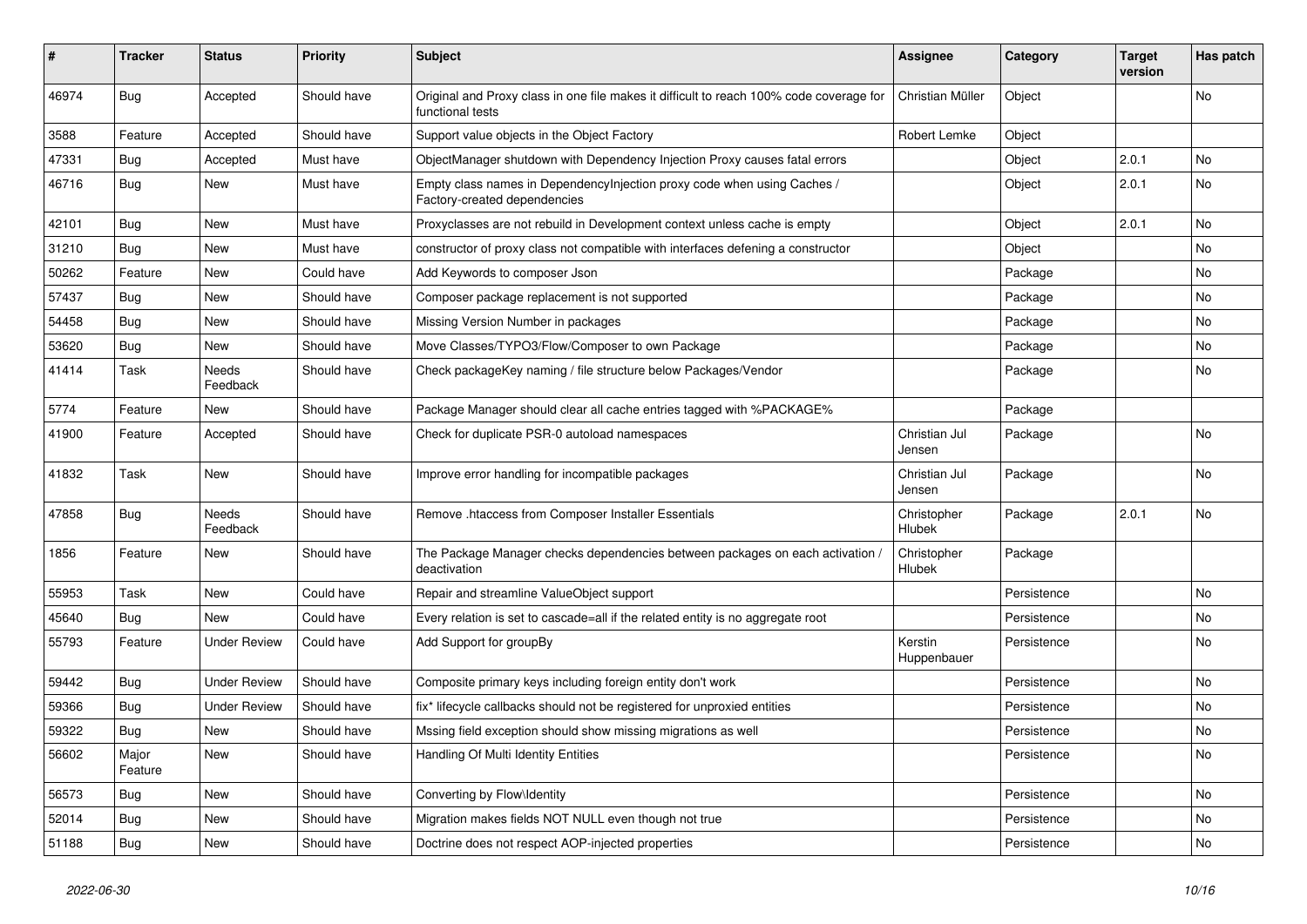| # | Tracker | Status | Priority | Subject | Assignee | Category | Target version | Has patch |
|---|---|---|---|---|---|---|---|---|
| 46974 | Bug | Accepted | Should have | Original and Proxy class in one file makes it difficult to reach 100% code coverage for functional tests | Christian Müller | Object | | No |
| 3588 | Feature | Accepted | Should have | Support value objects in the Object Factory | Robert Lemke | Object | | |
| 47331 | Bug | Accepted | Must have | ObjectManager shutdown with Dependency Injection Proxy causes fatal errors | | Object | 2.0.1 | No |
| 46716 | Bug | New | Must have | Empty class names in DependencyInjection proxy code when using Caches / Factory-created dependencies | | Object | 2.0.1 | No |
| 42101 | Bug | New | Must have | Proxyclasses are not rebuild in Development context unless cache is empty | | Object | 2.0.1 | No |
| 31210 | Bug | New | Must have | constructor of proxy class not compatible with interfaces defening a constructor | | Object | | No |
| 50262 | Feature | New | Could have | Add Keywords to composer Json | | Package | | No |
| 57437 | Bug | New | Should have | Composer package replacement is not supported | | Package | | No |
| 54458 | Bug | New | Should have | Missing Version Number in packages | | Package | | No |
| 53620 | Bug | New | Should have | Move Classes/TYPO3/Flow/Composer to own Package | | Package | | No |
| 41414 | Task | Needs Feedback | Should have | Check packageKey naming / file structure below Packages/Vendor | | Package | | No |
| 5774 | Feature | New | Should have | Package Manager should clear all cache entries tagged with %PACKAGE% | | Package | | |
| 41900 | Feature | Accepted | Should have | Check for duplicate PSR-0 autoload namespaces | Christian Jul Jensen | Package | | No |
| 41832 | Task | New | Should have | Improve error handling for incompatible packages | Christian Jul Jensen | Package | | No |
| 47858 | Bug | Needs Feedback | Should have | Remove .htaccess from Composer Installer Essentials | Christopher Hlubek | Package | 2.0.1 | No |
| 1856 | Feature | New | Should have | The Package Manager checks dependencies between packages on each activation / deactivation | Christopher Hlubek | Package | | |
| 55953 | Task | New | Could have | Repair and streamline ValueObject support | | Persistence | | No |
| 45640 | Bug | New | Could have | Every relation is set to cascade=all if the related entity is no aggregate root | | Persistence | | No |
| 55793 | Feature | Under Review | Could have | Add Support for groupBy | Kerstin Huppenbauer | Persistence | | No |
| 59442 | Bug | Under Review | Should have | Composite primary keys including foreign entity don't work | | Persistence | | No |
| 59366 | Bug | Under Review | Should have | fix* lifecycle callbacks should not be registered for unproxied entities | | Persistence | | No |
| 59322 | Bug | New | Should have | Mssing field exception should show missing migrations as well | | Persistence | | No |
| 56602 | Major Feature | New | Should have | Handling Of Multi Identity Entities | | Persistence | | No |
| 56573 | Bug | New | Should have | Converting by Flow\Identity | | Persistence | | No |
| 52014 | Bug | New | Should have | Migration makes fields NOT NULL even though not true | | Persistence | | No |
| 51188 | Bug | New | Should have | Doctrine does not respect AOP-injected properties | | Persistence | | No |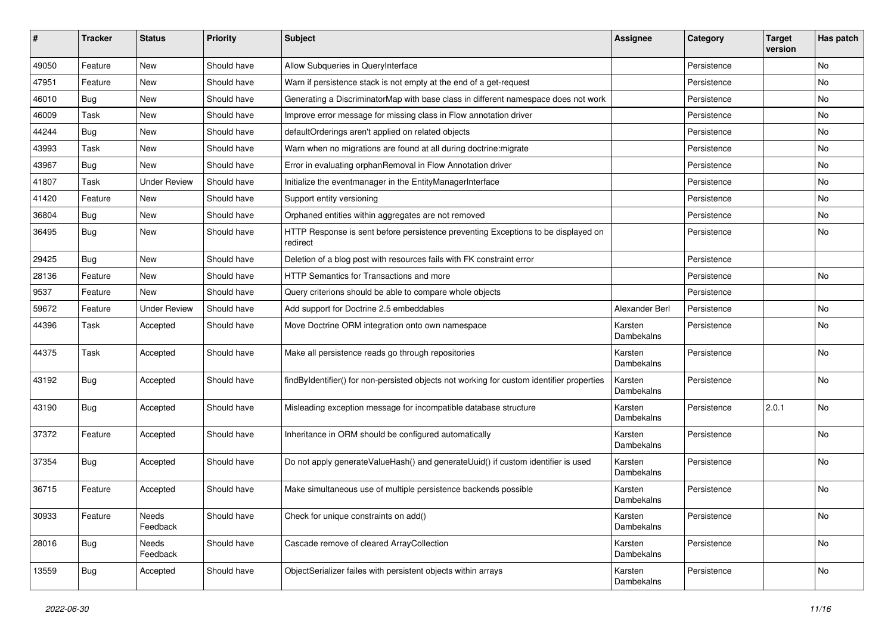| # | Tracker | Status | Priority | Subject | Assignee | Category | Target version | Has patch |
|---|---|---|---|---|---|---|---|---|
| 49050 | Feature | New | Should have | Allow Subqueries in QueryInterface | | Persistence | | No |
| 47951 | Feature | New | Should have | Warn if persistence stack is not empty at the end of a get-request | | Persistence | | No |
| 46010 | Bug | New | Should have | Generating a DiscriminatorMap with base class in different namespace does not work | | Persistence | | No |
| 46009 | Task | New | Should have | Improve error message for missing class in Flow annotation driver | | Persistence | | No |
| 44244 | Bug | New | Should have | defaultOrderings aren't applied on related objects | | Persistence | | No |
| 43993 | Task | New | Should have | Warn when no migrations are found at all during doctrine:migrate | | Persistence | | No |
| 43967 | Bug | New | Should have | Error in evaluating orphanRemoval in Flow Annotation driver | | Persistence | | No |
| 41807 | Task | Under Review | Should have | Initialize the eventmanager in the EntityManagerInterface | | Persistence | | No |
| 41420 | Feature | New | Should have | Support entity versioning | | Persistence | | No |
| 36804 | Bug | New | Should have | Orphaned entities within aggregates are not removed | | Persistence | | No |
| 36495 | Bug | New | Should have | HTTP Response is sent before persistence preventing Exceptions to be displayed on redirect | | Persistence | | No |
| 29425 | Bug | New | Should have | Deletion of a blog post with resources fails with FK constraint error | | Persistence | | |
| 28136 | Feature | New | Should have | HTTP Semantics for Transactions and more | | Persistence | | No |
| 9537 | Feature | New | Should have | Query criterions should be able to compare whole objects | | Persistence | | |
| 59672 | Feature | Under Review | Should have | Add support for Doctrine 2.5 embeddables | Alexander Berl | Persistence | | No |
| 44396 | Task | Accepted | Should have | Move Doctrine ORM integration onto own namespace | Karsten Dambekalns | Persistence | | No |
| 44375 | Task | Accepted | Should have | Make all persistence reads go through repositories | Karsten Dambekalns | Persistence | | No |
| 43192 | Bug | Accepted | Should have | findByIdentifier() for non-persisted objects not working for custom identifier properties | Karsten Dambekalns | Persistence | | No |
| 43190 | Bug | Accepted | Should have | Misleading exception message for incompatible database structure | Karsten Dambekalns | Persistence | 2.0.1 | No |
| 37372 | Feature | Accepted | Should have | Inheritance in ORM should be configured automatically | Karsten Dambekalns | Persistence | | No |
| 37354 | Bug | Accepted | Should have | Do not apply generateValueHash() and generateUuid() if custom identifier is used | Karsten Dambekalns | Persistence | | No |
| 36715 | Feature | Accepted | Should have | Make simultaneous use of multiple persistence backends possible | Karsten Dambekalns | Persistence | | No |
| 30933 | Feature | Needs Feedback | Should have | Check for unique constraints on add() | Karsten Dambekalns | Persistence | | No |
| 28016 | Bug | Needs Feedback | Should have | Cascade remove of cleared ArrayCollection | Karsten Dambekalns | Persistence | | No |
| 13559 | Bug | Accepted | Should have | ObjectSerializer failes with persistent objects within arrays | Karsten Dambekalns | Persistence | | No |

*2022-06-30*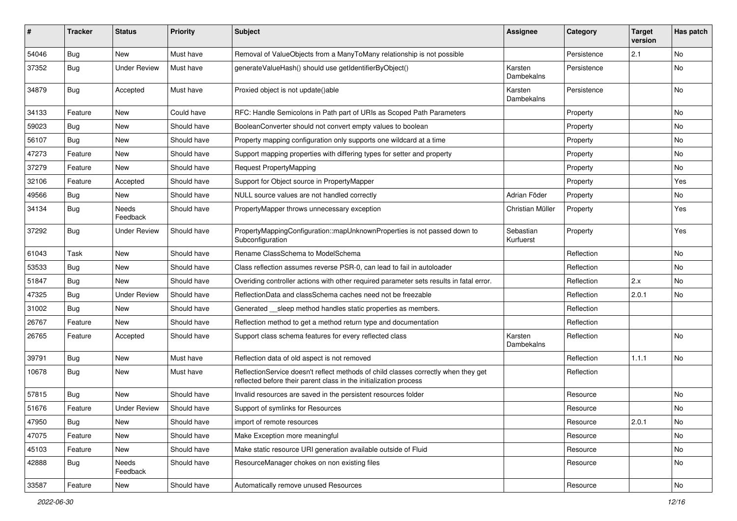| # | Tracker | Status | Priority | Subject | Assignee | Category | Target version | Has patch |
|---|---|---|---|---|---|---|---|---|
| 54046 | Bug | New | Must have | Removal of ValueObjects from a ManyToMany relationship is not possible | | Persistence | 2.1 | No |
| 37352 | Bug | Under Review | Must have | generateValueHash() should use getIdentifierByObject() | Karsten Dambekalns | Persistence | | No |
| 34879 | Bug | Accepted | Must have | Proxied object is not update()able | Karsten Dambekalns | Persistence | | No |
| 34133 | Feature | New | Could have | RFC: Handle Semicolons in Path part of URIs as Scoped Path Parameters | | Property | | No |
| 59023 | Bug | New | Should have | BooleanConverter should not convert empty values to boolean | | Property | | No |
| 56107 | Bug | New | Should have | Property mapping configuration only supports one wildcard at a time | | Property | | No |
| 47273 | Feature | New | Should have | Support mapping properties with differing types for setter and property | | Property | | No |
| 37279 | Feature | New | Should have | Request PropertyMapping | | Property | | No |
| 32106 | Feature | Accepted | Should have | Support for Object source in PropertyMapper | | Property | | Yes |
| 49566 | Bug | New | Should have | NULL source values are not handled correctly | Adrian Föder | Property | | No |
| 34134 | Bug | Needs Feedback | Should have | PropertyMapper throws unnecessary exception | Christian Müller | Property | | Yes |
| 37292 | Bug | Under Review | Should have | PropertyMappingConfiguration::mapUnknownProperties is not passed down to Subconfiguration | Sebastian Kurfuerst | Property | | Yes |
| 61043 | Task | New | Should have | Rename ClassSchema to ModelSchema | | Reflection | | No |
| 53533 | Bug | New | Should have | Class reflection assumes reverse PSR-0, can lead to fail in autoloader | | Reflection | | No |
| 51847 | Bug | New | Should have | Overiding controller actions with other required parameter sets results in fatal error. | | Reflection | 2.x | No |
| 47325 | Bug | Under Review | Should have | ReflectionData and classSchema caches need not be freezable | | Reflection | 2.0.1 | No |
| 31002 | Bug | New | Should have | Generated __sleep method handles static properties as members. | | Reflection | | |
| 26767 | Feature | New | Should have | Reflection method to get a method return type and documentation | | Reflection | | |
| 26765 | Feature | Accepted | Should have | Support class schema features for every reflected class | Karsten Dambekalns | Reflection | | No |
| 39791 | Bug | New | Must have | Reflection data of old aspect is not removed | | Reflection | 1.1.1 | No |
| 10678 | Bug | New | Must have | ReflectionService doesn't reflect methods of child classes correctly when they get reflected before their parent class in the initialization process | | Reflection | | |
| 57815 | Bug | New | Should have | Invalid resources are saved in the persistent resources folder | | Resource | | No |
| 51676 | Feature | Under Review | Should have | Support of symlinks for Resources | | Resource | | No |
| 47950 | Bug | New | Should have | import of remote resources | | Resource | 2.0.1 | No |
| 47075 | Feature | New | Should have | Make Exception more meaningful | | Resource | | No |
| 45103 | Feature | New | Should have | Make static resource URI generation available outside of Fluid | | Resource | | No |
| 42888 | Bug | Needs Feedback | Should have | ResourceManager chokes on non existing files | | Resource | | No |
| 33587 | Feature | New | Should have | Automatically remove unused Resources | | Resource | | No |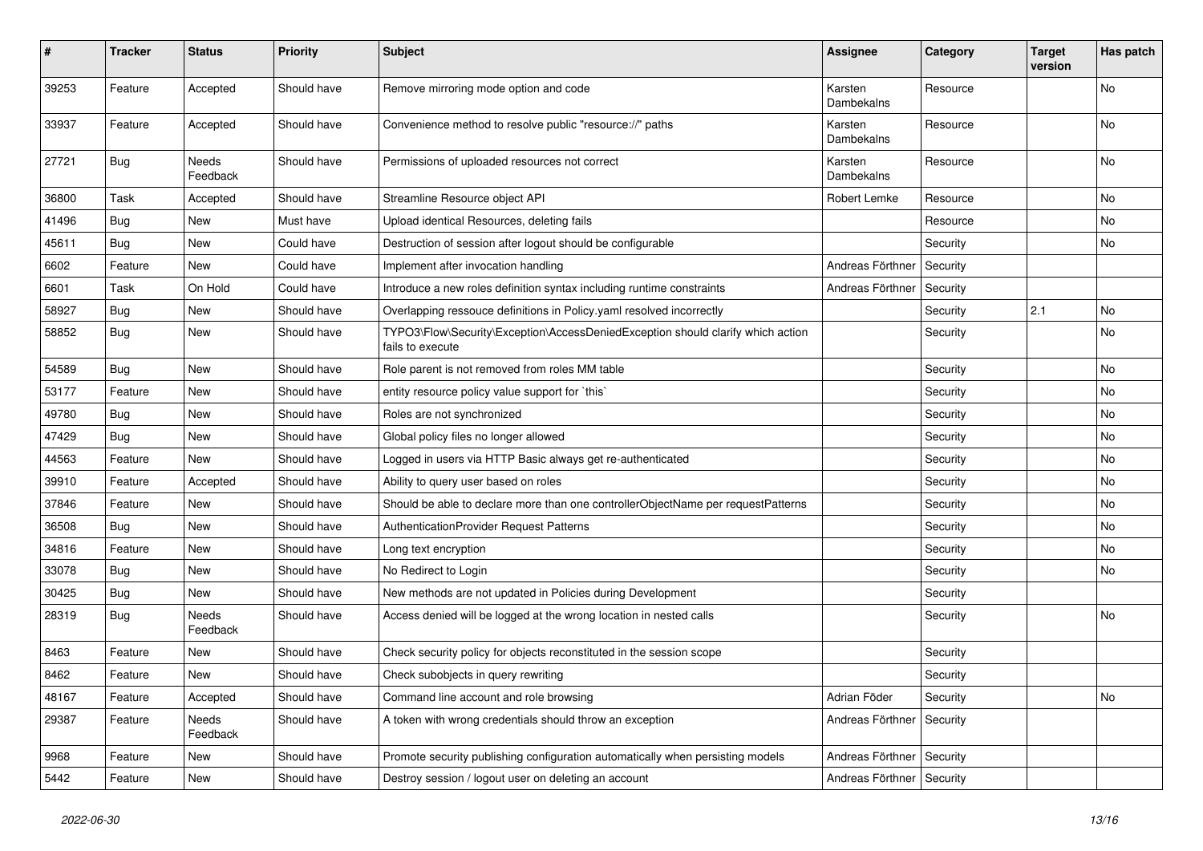| # | Tracker | Status | Priority | Subject | Assignee | Category | Target version | Has patch |
|---|---|---|---|---|---|---|---|---|
| 39253 | Feature | Accepted | Should have | Remove mirroring mode option and code | Karsten Dambekalns | Resource | | No |
| 33937 | Feature | Accepted | Should have | Convenience method to resolve public "resource://" paths | Karsten Dambekalns | Resource | | No |
| 27721 | Bug | Needs Feedback | Should have | Permissions of uploaded resources not correct | Karsten Dambekalns | Resource | | No |
| 36800 | Task | Accepted | Should have | Streamline Resource object API | Robert Lemke | Resource | | No |
| 41496 | Bug | New | Must have | Upload identical Resources, deleting fails | | Resource | | No |
| 45611 | Bug | New | Could have | Destruction of session after logout should be configurable | | Security | | No |
| 6602 | Feature | New | Could have | Implement after invocation handling | Andreas Förthner | Security | | |
| 6601 | Task | On Hold | Could have | Introduce a new roles definition syntax including runtime constraints | Andreas Förthner | Security | | |
| 58927 | Bug | New | Should have | Overlapping ressouce definitions in Policy.yaml resolved incorrectly | | Security | 2.1 | No |
| 58852 | Bug | New | Should have | TYPO3\Flow\Security\Exception\AccessDeniedException should clarify which action fails to execute | | Security | | No |
| 54589 | Bug | New | Should have | Role parent is not removed from roles MM table | | Security | | No |
| 53177 | Feature | New | Should have | entity resource policy value support for `this` | | Security | | No |
| 49780 | Bug | New | Should have | Roles are not synchronized | | Security | | No |
| 47429 | Bug | New | Should have | Global policy files no longer allowed | | Security | | No |
| 44563 | Feature | New | Should have | Logged in users via HTTP Basic always get re-authenticated | | Security | | No |
| 39910 | Feature | Accepted | Should have | Ability to query user based on roles | | Security | | No |
| 37846 | Feature | New | Should have | Should be able to declare more than one controllerObjectName per requestPatterns | | Security | | No |
| 36508 | Bug | New | Should have | AuthenticationProvider Request Patterns | | Security | | No |
| 34816 | Feature | New | Should have | Long text encryption | | Security | | No |
| 33078 | Bug | New | Should have | No Redirect to Login | | Security | | No |
| 30425 | Bug | New | Should have | New methods are not updated in Policies during Development | | Security | | |
| 28319 | Bug | Needs Feedback | Should have | Access denied will be logged at the wrong location in nested calls | | Security | | No |
| 8463 | Feature | New | Should have | Check security policy for objects reconstituted in the session scope | | Security | | |
| 8462 | Feature | New | Should have | Check subobjects in query rewriting | | Security | | |
| 48167 | Feature | Accepted | Should have | Command line account and role browsing | Adrian Föder | Security | | No |
| 29387 | Feature | Needs Feedback | Should have | A token with wrong credentials should throw an exception | Andreas Förthner | Security | | |
| 9968 | Feature | New | Should have | Promote security publishing configuration automatically when persisting models | Andreas Förthner | Security | | |
| 5442 | Feature | New | Should have | Destroy session / logout user on deleting an account | Andreas Förthner | Security | | |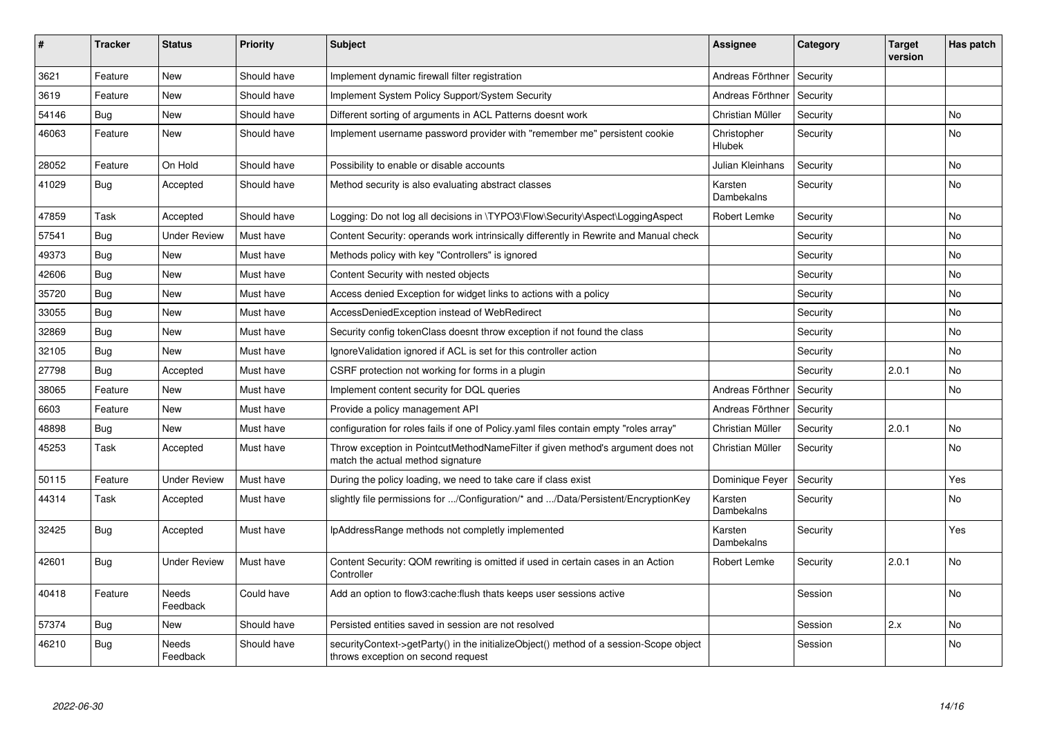| # | Tracker | Status | Priority | Subject | Assignee | Category | Target version | Has patch |
|---|---|---|---|---|---|---|---|---|
| 3621 | Feature | New | Should have | Implement dynamic firewall filter registration | Andreas Förthner | Security | | |
| 3619 | Feature | New | Should have | Implement System Policy Support/System Security | Andreas Förthner | Security | | |
| 54146 | Bug | New | Should have | Different sorting of arguments in ACL Patterns doesnt work | Christian Müller | Security | | No |
| 46063 | Feature | New | Should have | Implement username password provider with "remember me" persistent cookie | Christopher Hlubek | Security | | No |
| 28052 | Feature | On Hold | Should have | Possibility to enable or disable accounts | Julian Kleinhans | Security | | No |
| 41029 | Bug | Accepted | Should have | Method security is also evaluating abstract classes | Karsten Dambekalns | Security | | No |
| 47859 | Task | Accepted | Should have | Logging: Do not log all decisions in \TYPO3\Flow\Security\Aspect\LoggingAspect | Robert Lemke | Security | | No |
| 57541 | Bug | Under Review | Must have | Content Security: operands work intrinsically differently in Rewrite and Manual check | | Security | | No |
| 49373 | Bug | New | Must have | Methods policy with key "Controllers" is ignored | | Security | | No |
| 42606 | Bug | New | Must have | Content Security with nested objects | | Security | | No |
| 35720 | Bug | New | Must have | Access denied Exception for widget links to actions with a policy | | Security | | No |
| 33055 | Bug | New | Must have | AccessDeniedException instead of WebRedirect | | Security | | No |
| 32869 | Bug | New | Must have | Security config tokenClass doesnt throw exception if not found the class | | Security | | No |
| 32105 | Bug | New | Must have | IgnoreValidation ignored if ACL is set for this controller action | | Security | | No |
| 27798 | Bug | Accepted | Must have | CSRF protection not working for forms in a plugin | | Security | 2.0.1 | No |
| 38065 | Feature | New | Must have | Implement content security for DQL queries | Andreas Förthner | Security | | No |
| 6603 | Feature | New | Must have | Provide a policy management API | Andreas Förthner | Security | | |
| 48898 | Bug | New | Must have | configuration for roles fails if one of Policy.yaml files contain empty "roles array" | Christian Müller | Security | 2.0.1 | No |
| 45253 | Task | Accepted | Must have | Throw exception in PointcutMethodNameFilter if given method's argument does not match the actual method signature | Christian Müller | Security | | No |
| 50115 | Feature | Under Review | Must have | During the policy loading, we need to take care if class exist | Dominique Feyer | Security | | Yes |
| 44314 | Task | Accepted | Must have | slightly file permissions for .../Configuration/* and .../Data/Persistent/EncryptionKey | Karsten Dambekalns | Security | | No |
| 32425 | Bug | Accepted | Must have | IpAddressRange methods not completly implemented | Karsten Dambekalns | Security | | Yes |
| 42601 | Bug | Under Review | Must have | Content Security: QOM rewriting is omitted if used in certain cases in an Action Controller | Robert Lemke | Security | 2.0.1 | No |
| 40418 | Feature | Needs Feedback | Could have | Add an option to flow3:cache:flush thats keeps user sessions active | | Session | | No |
| 57374 | Bug | New | Should have | Persisted entities saved in session are not resolved | | Session | 2.x | No |
| 46210 | Bug | Needs Feedback | Should have | securityContext->getParty() in the initializeObject() method of a session-Scope object throws exception on second request | | Session | | No |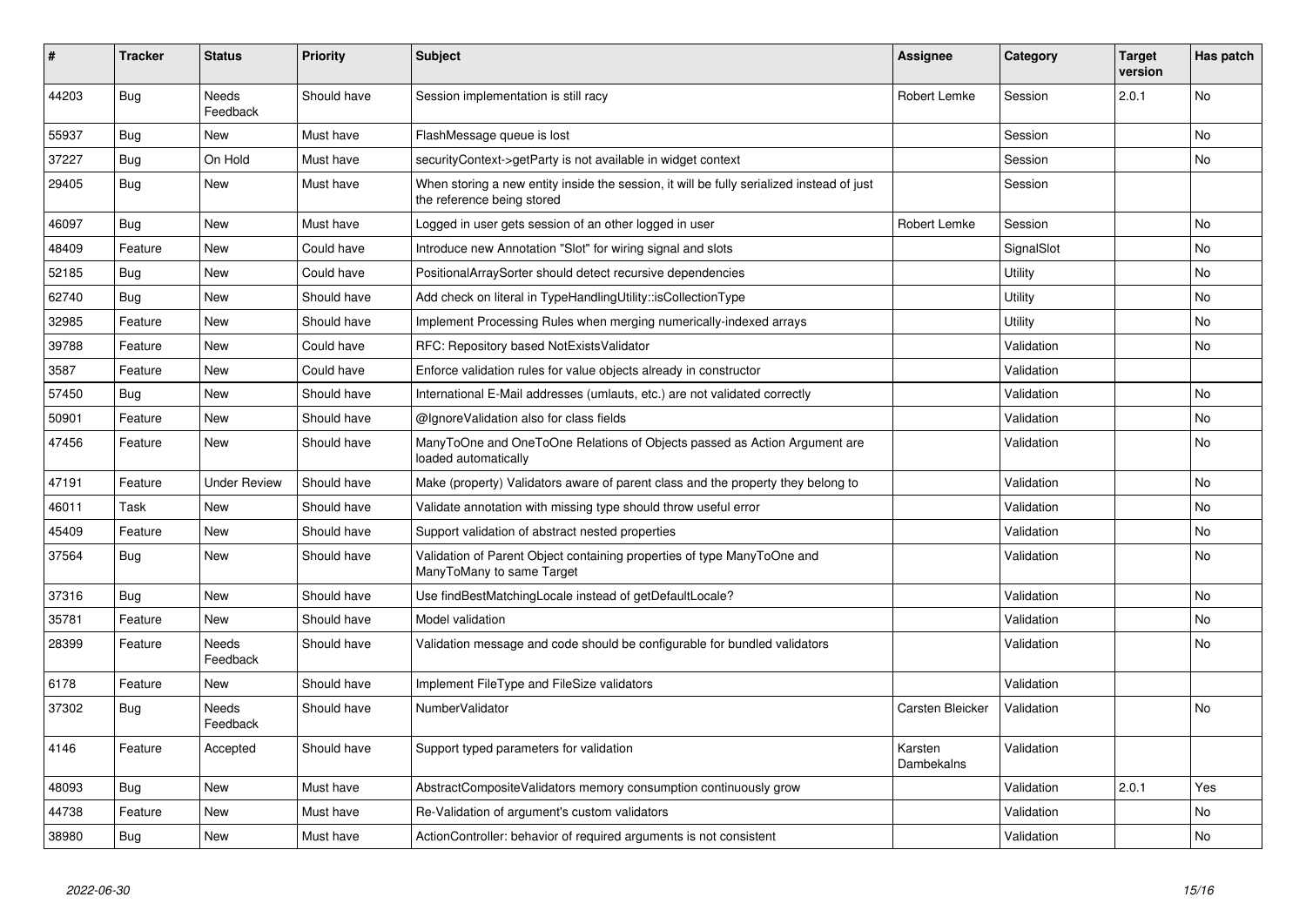| # | Tracker | Status | Priority | Subject | Assignee | Category | Target version | Has patch |
|---|---|---|---|---|---|---|---|---|
| 44203 | Bug | Needs Feedback | Should have | Session implementation is still racy | Robert Lemke | Session | 2.0.1 | No |
| 55937 | Bug | New | Must have | FlashMessage queue is lost | | Session | | No |
| 37227 | Bug | On Hold | Must have | securityContext->getParty is not available in widget context | | Session | | No |
| 29405 | Bug | New | Must have | When storing a new entity inside the session, it will be fully serialized instead of just the reference being stored | | Session | | |
| 46097 | Bug | New | Must have | Logged in user gets session of an other logged in user | Robert Lemke | Session | | No |
| 48409 | Feature | New | Could have | Introduce new Annotation "Slot" for wiring signal and slots | | SignalSlot | | No |
| 52185 | Bug | New | Could have | PositionalArraySorter should detect recursive dependencies | | Utility | | No |
| 62740 | Bug | New | Should have | Add check on literal in TypeHandlingUtility::isCollectionType | | Utility | | No |
| 32985 | Feature | New | Should have | Implement Processing Rules when merging numerically-indexed arrays | | Utility | | No |
| 39788 | Feature | New | Could have | RFC: Repository based NotExistsValidator | | Validation | | No |
| 3587 | Feature | New | Could have | Enforce validation rules for value objects already in constructor | | Validation | | |
| 57450 | Bug | New | Should have | International E-Mail addresses (umlauts, etc.) are not validated correctly | | Validation | | No |
| 50901 | Feature | New | Should have | @IgnoreValidation also for class fields | | Validation | | No |
| 47456 | Feature | New | Should have | ManyToOne and OneToOne Relations of Objects passed as Action Argument are loaded automatically | | Validation | | No |
| 47191 | Feature | Under Review | Should have | Make (property) Validators aware of parent class and the property they belong to | | Validation | | No |
| 46011 | Task | New | Should have | Validate annotation with missing type should throw useful error | | Validation | | No |
| 45409 | Feature | New | Should have | Support validation of abstract nested properties | | Validation | | No |
| 37564 | Bug | New | Should have | Validation of Parent Object containing properties of type ManyToOne and ManyToMany to same Target | | Validation | | No |
| 37316 | Bug | New | Should have | Use findBestMatchingLocale instead of getDefaultLocale? | | Validation | | No |
| 35781 | Feature | New | Should have | Model validation | | Validation | | No |
| 28399 | Feature | Needs Feedback | Should have | Validation message and code should be configurable for bundled validators | | Validation | | No |
| 6178 | Feature | New | Should have | Implement FileType and FileSize validators | | Validation | | |
| 37302 | Bug | Needs Feedback | Should have | NumberValidator | Carsten Bleicker | Validation | | No |
| 4146 | Feature | Accepted | Should have | Support typed parameters for validation | Karsten Dambekalns | Validation | | |
| 48093 | Bug | New | Must have | AbstractCompositeValidators memory consumption continuously grow | | Validation | 2.0.1 | Yes |
| 44738 | Feature | New | Must have | Re-Validation of argument's custom validators | | Validation | | No |
| 38980 | Bug | New | Must have | ActionController: behavior of required arguments is not consistent | | Validation | | No |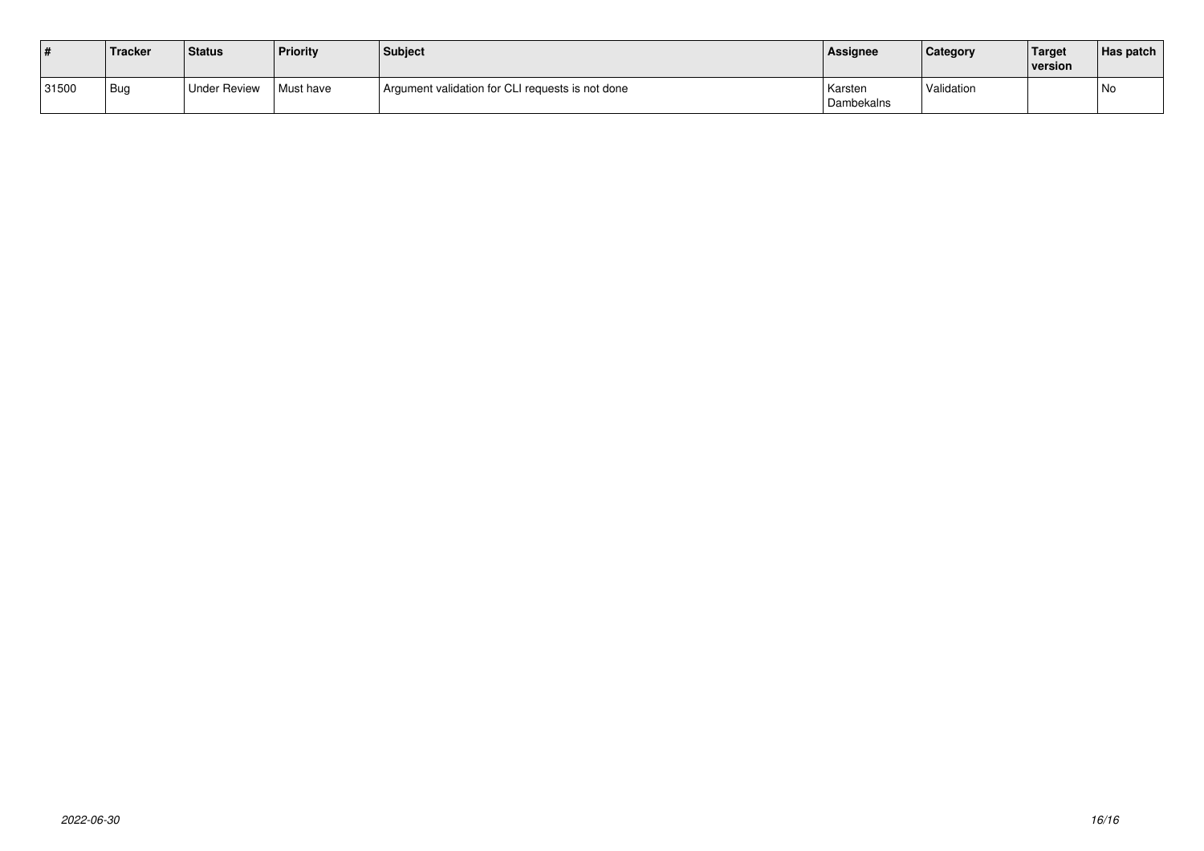| # | Tracker | Status | Priority | Subject | Assignee | Category | Target version | Has patch |
|---|---|---|---|---|---|---|---|---|
| 31500 | Bug | Under Review | Must have | Argument validation for CLI requests is not done | Karsten Dambekalns | Validation | | No |

*2022-06-30*